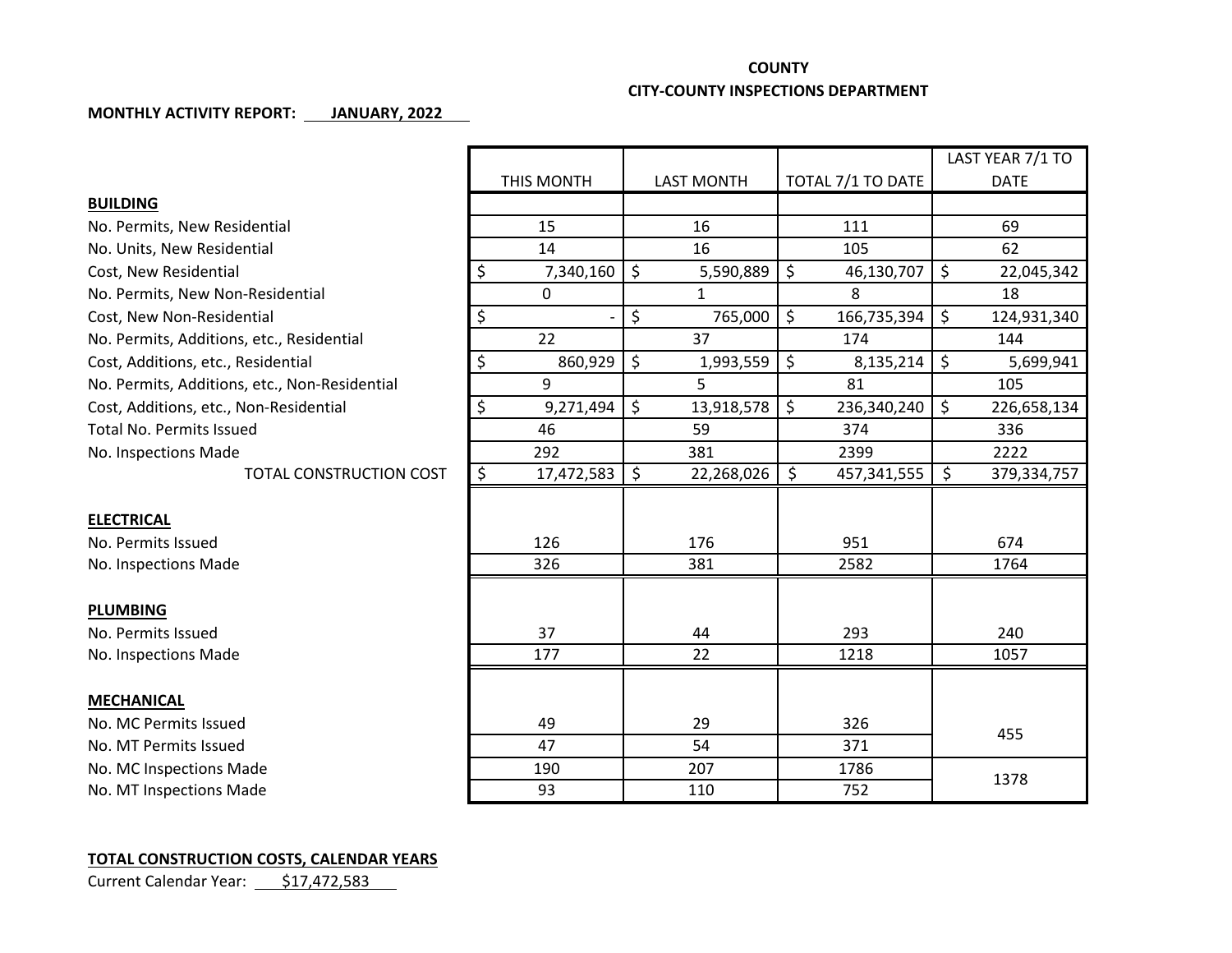**COUNTY**

**CITY-COUNTY INSPECTIONS DEPARTMENT**

**MONTHLY ACTIVITY REPORT: JANUARY, 2022**

| | THIS MONTH | LAST MONTH | TOTAL 7/1 TO DATE | LAST YEAR 7/1 TO DATE |
|---|---|---|---|---|
| **BUILDING** | | | | |
| No. Permits, New Residential | 15 | 16 | 111 | 69 |
| No. Units, New Residential | 14 | 16 | 105 | 62 |
| Cost, New Residential | $ 7,340,160 | $ 5,590,889 | $ 46,130,707 | $ 22,045,342 |
| No. Permits, New Non-Residential | 0 | 1 | 8 | 18 |
| Cost, New Non-Residential | $ - | $ 765,000 | $ 166,735,394 | $ 124,931,340 |
| No. Permits, Additions, etc., Residential | 22 | 37 | 174 | 144 |
| Cost, Additions, etc., Residential | $ 860,929 | $ 1,993,559 | $ 8,135,214 | $ 5,699,941 |
| No. Permits, Additions, etc., Non-Residential | 9 | 5 | 81 | 105 |
| Cost, Additions, etc., Non-Residential | $ 9,271,494 | $ 13,918,578 | $ 236,340,240 | $ 226,658,134 |
| Total No. Permits Issued | 46 | 59 | 374 | 336 |
| No. Inspections Made | 292 | 381 | 2399 | 2222 |
| TOTAL CONSTRUCTION COST | $ 17,472,583 | $ 22,268,026 | $ 457,341,555 | $ 379,334,757 |
| **ELECTRICAL** | | | | |
| No. Permits Issued | 126 | 176 | 951 | 674 |
| No. Inspections Made | 326 | 381 | 2582 | 1764 |
| **PLUMBING** | | | | |
| No. Permits Issued | 37 | 44 | 293 | 240 |
| No. Inspections Made | 177 | 22 | 1218 | 1057 |
| **MECHANICAL** | | | | |
| No. MC Permits Issued | 49 | 29 | 326 | 455 |
| No. MT Permits Issued | 47 | 54 | 371 | |
| No. MC Inspections Made | 190 | 207 | 1786 | 1378 |
| No. MT Inspections Made | 93 | 110 | 752 | |

**TOTAL CONSTRUCTION COSTS, CALENDAR YEARS**

Current Calendar Year: $17,472,583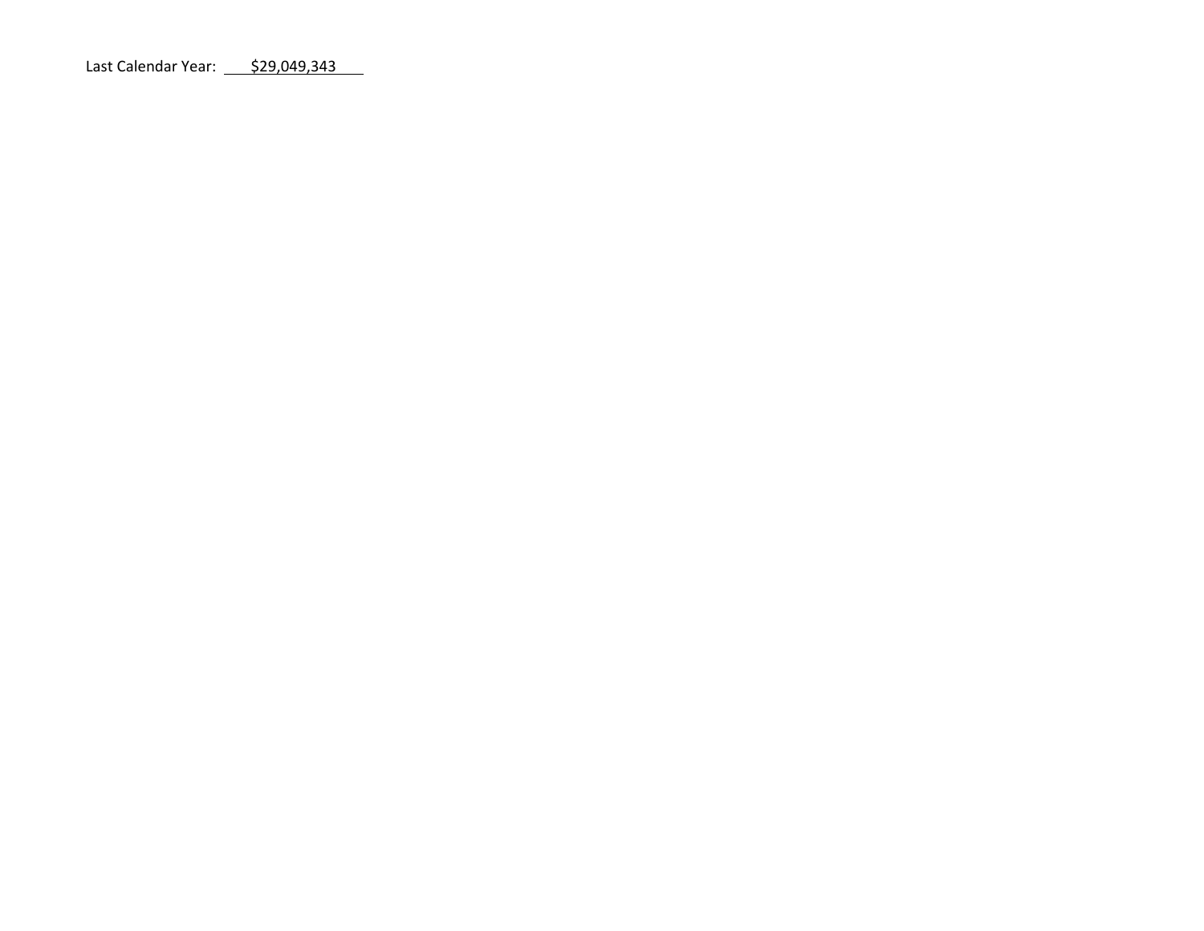Last Calendar Year: $29,049,343